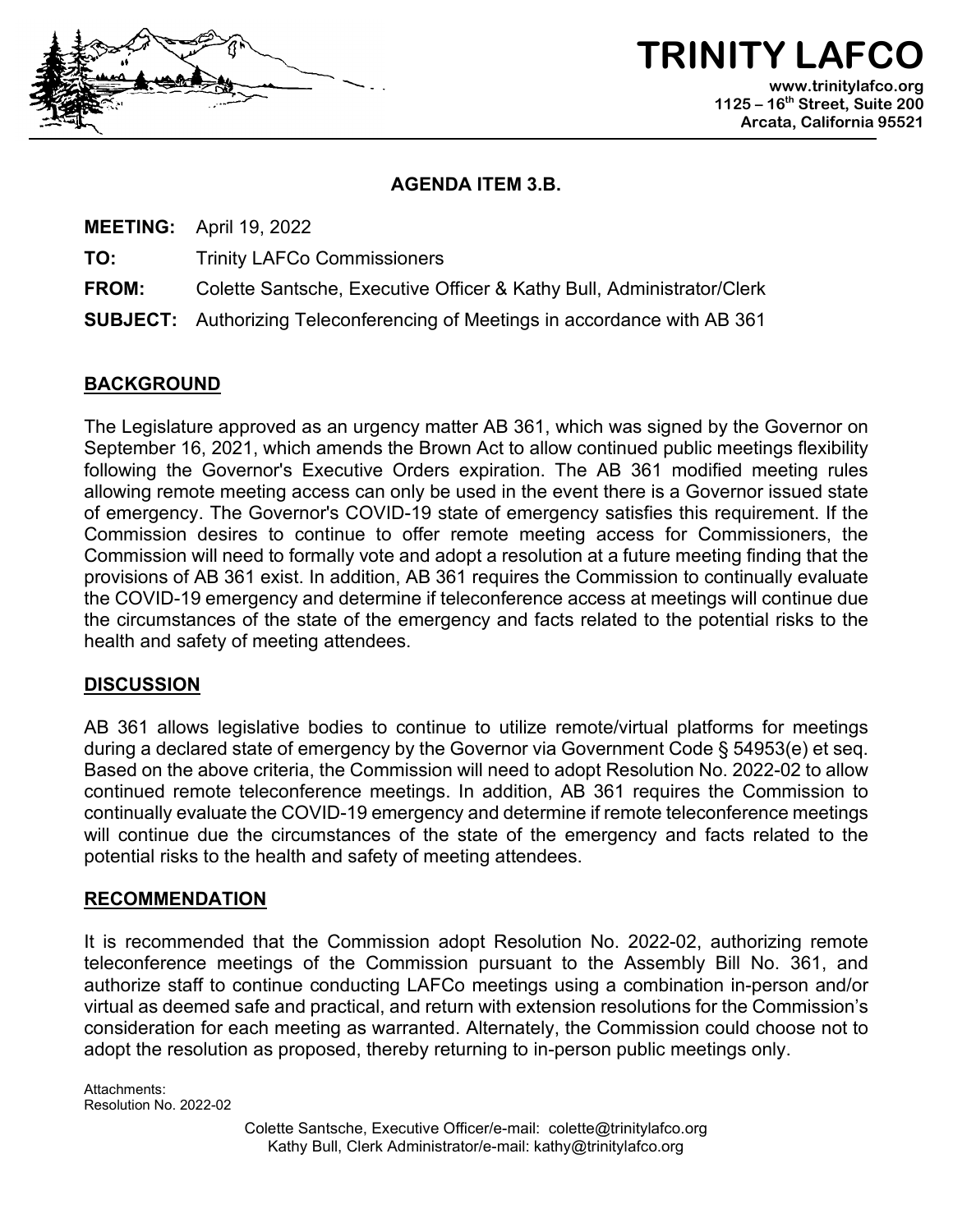# TRINITY LAFCO

www.trinitylafco.org
1125 – 16th Street, Suite 200
Arcata, California 95521

## AGENDA ITEM 3.B.

**MEETING:** April 19, 2022

**TO:** Trinity LAFCo Commissioners

**FROM:** Colette Santsche, Executive Officer & Kathy Bull, Administrator/Clerk

**SUBJECT:** Authorizing Teleconferencing of Meetings in accordance with AB 361

## BACKGROUND

The Legislature approved as an urgency matter AB 361, which was signed by the Governor on September 16, 2021, which amends the Brown Act to allow continued public meetings flexibility following the Governor's Executive Orders expiration. The AB 361 modified meeting rules allowing remote meeting access can only be used in the event there is a Governor issued state of emergency. The Governor's COVID-19 state of emergency satisfies this requirement. If the Commission desires to continue to offer remote meeting access for Commissioners, the Commission will need to formally vote and adopt a resolution at a future meeting finding that the provisions of AB 361 exist. In addition, AB 361 requires the Commission to continually evaluate the COVID-19 emergency and determine if teleconference access at meetings will continue due the circumstances of the state of the emergency and facts related to the potential risks to the health and safety of meeting attendees.

## DISCUSSION

AB 361 allows legislative bodies to continue to utilize remote/virtual platforms for meetings during a declared state of emergency by the Governor via Government Code § 54953(e) et seq. Based on the above criteria, the Commission will need to adopt Resolution No. 2022-02 to allow continued remote teleconference meetings. In addition, AB 361 requires the Commission to continually evaluate the COVID-19 emergency and determine if remote teleconference meetings will continue due the circumstances of the state of the emergency and facts related to the potential risks to the health and safety of meeting attendees.

## RECOMMENDATION

It is recommended that the Commission adopt Resolution No. 2022-02, authorizing remote teleconference meetings of the Commission pursuant to the Assembly Bill No. 361, and authorize staff to continue conducting LAFCo meetings using a combination in-person and/or virtual as deemed safe and practical, and return with extension resolutions for the Commission's consideration for each meeting as warranted. Alternately, the Commission could choose not to adopt the resolution as proposed, thereby returning to in-person public meetings only.

Attachments:
Resolution No. 2022-02

Colette Santsche, Executive Officer/e-mail: colette@trinitylafco.org
Kathy Bull, Clerk Administrator/e-mail: kathy@trinitylafco.org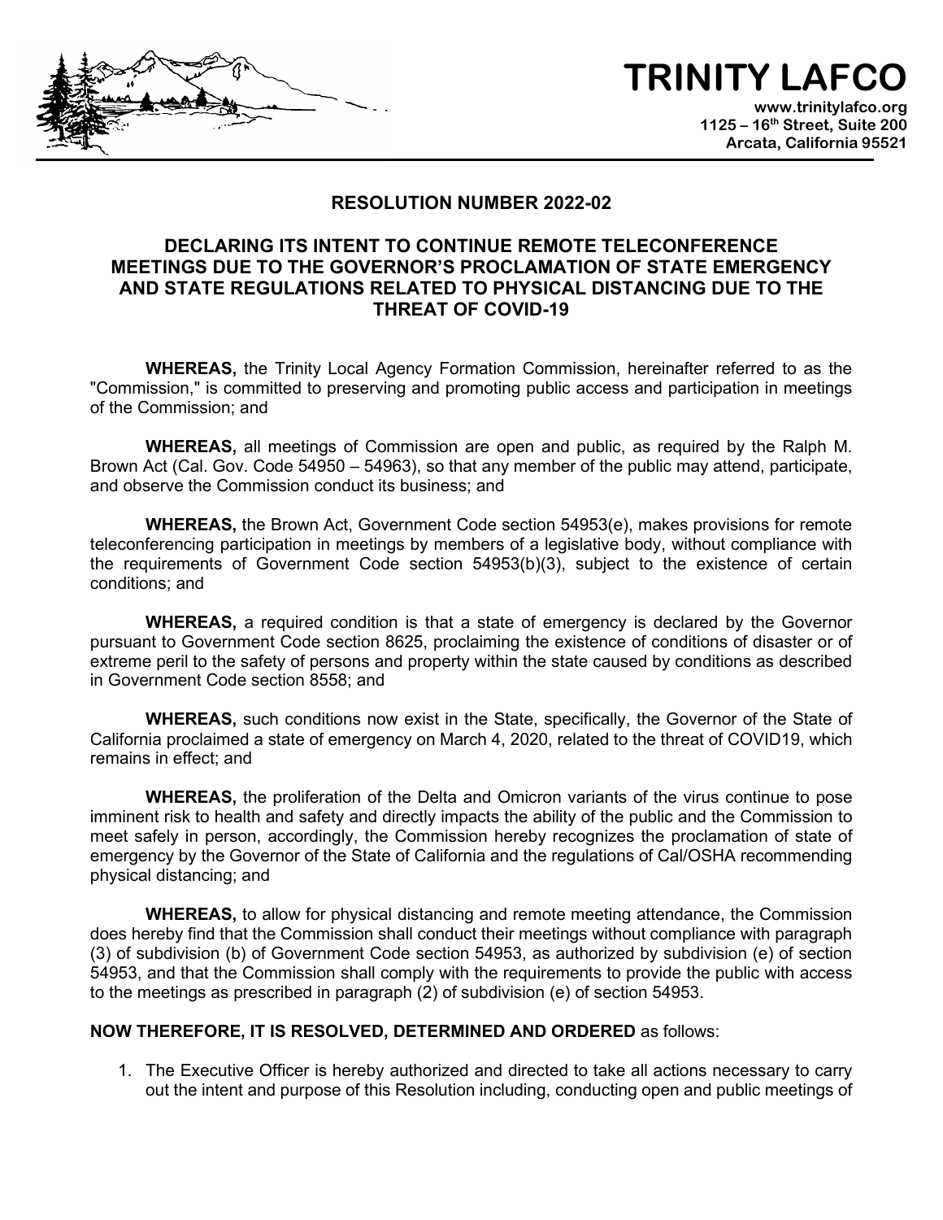# TRINITY LAFCO

www.trinitylafco.org
1125 – 16th Street, Suite 200
Arcata, California 95521

## RESOLUTION NUMBER 2022-02

## DECLARING ITS INTENT TO CONTINUE REMOTE TELECONFERENCE MEETINGS DUE TO THE GOVERNOR'S PROCLAMATION OF STATE EMERGENCY AND STATE REGULATIONS RELATED TO PHYSICAL DISTANCING DUE TO THE THREAT OF COVID-19

**WHEREAS,** the Trinity Local Agency Formation Commission, hereinafter referred to as the "Commission," is committed to preserving and promoting public access and participation in meetings of the Commission; and

**WHEREAS,** all meetings of Commission are open and public, as required by the Ralph M. Brown Act (Cal. Gov. Code 54950 – 54963), so that any member of the public may attend, participate, and observe the Commission conduct its business; and

**WHEREAS,** the Brown Act, Government Code section 54953(e), makes provisions for remote teleconferencing participation in meetings by members of a legislative body, without compliance with the requirements of Government Code section 54953(b)(3), subject to the existence of certain conditions; and

**WHEREAS,** a required condition is that a state of emergency is declared by the Governor pursuant to Government Code section 8625, proclaiming the existence of conditions of disaster or of extreme peril to the safety of persons and property within the state caused by conditions as described in Government Code section 8558; and

**WHEREAS,** such conditions now exist in the State, specifically, the Governor of the State of California proclaimed a state of emergency on March 4, 2020, related to the threat of COVID19, which remains in effect; and

**WHEREAS,** the proliferation of the Delta and Omicron variants of the virus continue to pose imminent risk to health and safety and directly impacts the ability of the public and the Commission to meet safely in person, accordingly, the Commission hereby recognizes the proclamation of state of emergency by the Governor of the State of California and the regulations of Cal/OSHA recommending physical distancing; and

**WHEREAS,** to allow for physical distancing and remote meeting attendance, the Commission does hereby find that the Commission shall conduct their meetings without compliance with paragraph (3) of subdivision (b) of Government Code section 54953, as authorized by subdivision (e) of section 54953, and that the Commission shall comply with the requirements to provide the public with access to the meetings as prescribed in paragraph (2) of subdivision (e) of section 54953.

**NOW THEREFORE, IT IS RESOLVED, DETERMINED AND ORDERED** as follows:

1. The Executive Officer is hereby authorized and directed to take all actions necessary to carry out the intent and purpose of this Resolution including, conducting open and public meetings of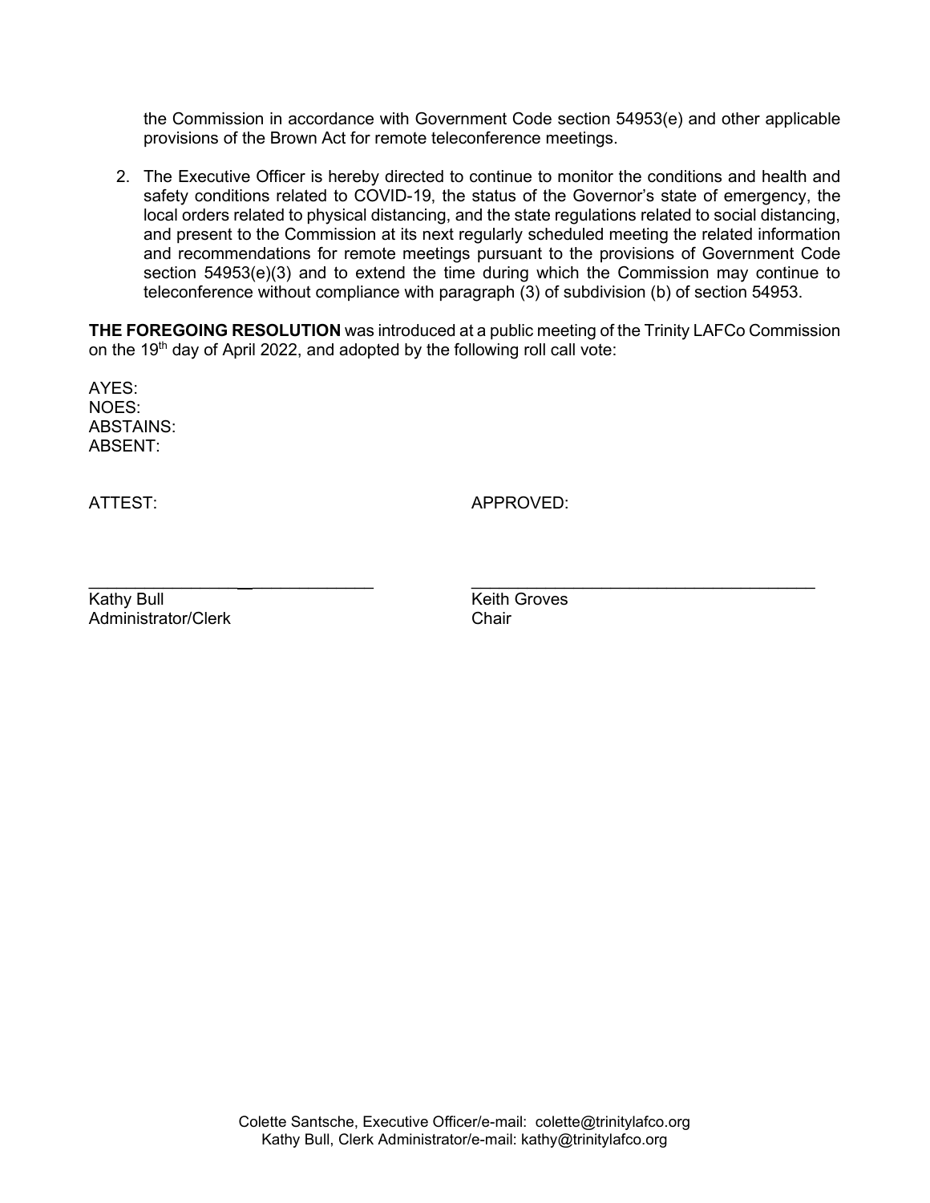the Commission in accordance with Government Code section 54953(e) and other applicable provisions of the Brown Act for remote teleconference meetings.

2. The Executive Officer is hereby directed to continue to monitor the conditions and health and safety conditions related to COVID-19, the status of the Governor's state of emergency, the local orders related to physical distancing, and the state regulations related to social distancing, and present to the Commission at its next regularly scheduled meeting the related information and recommendations for remote meetings pursuant to the provisions of Government Code section 54953(e)(3) and to extend the time during which the Commission may continue to teleconference without compliance with paragraph (3) of subdivision (b) of section 54953.

**THE FOREGOING RESOLUTION** was introduced at a public meeting of the Trinity LAFCo Commission on the 19th day of April 2022, and adopted by the following roll call vote:

AYES:
NOES:
ABSTAINS:
ABSENT:

ATTEST:

______________________________
Kathy Bull
Administrator/Clerk

APPROVED:

______________________________
Keith Groves
Chair

Colette Santsche, Executive Officer/e-mail: colette@trinitylafco.org
Kathy Bull, Clerk Administrator/e-mail: kathy@trinitylafco.org